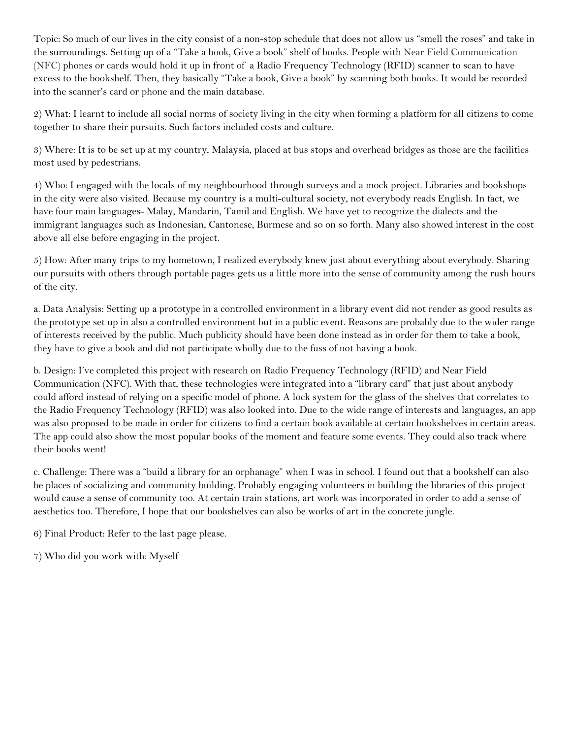Topic: So much of our lives in the city consist of a non-stop schedule that does not allow us "smell the roses" and take in the surroundings. Setting up of a "Take a book, Give a book" shelf of books. People with Near Field Communication (NFC) phones or cards would hold it up in front of a Radio Frequency Technology (RFID) scanner to scan to have excess to the bookshelf. Then, they basically "Take a book, Give a book" by scanning both books. It would be recorded into the scanner's card or phone and the main database.

2) What: I learnt to include all social norms of society living in the city when forming a platform for all citizens to come together to share their pursuits. Such factors included costs and culture.

3) Where: It is to be set up at my country, Malaysia, placed at bus stops and overhead bridges as those are the facilities most used by pedestrians.

4) Who: I engaged with the locals of my neighbourhood through surveys and a mock project. Libraries and bookshops in the city were also visited. Because my country is a multi-cultural society, not everybody reads English. In fact, we have four main languages- Malay, Mandarin, Tamil and English. We have yet to recognize the dialects and the immigrant languages such as Indonesian, Cantonese, Burmese and so on so forth. Many also showed interest in the cost above all else before engaging in the project.

5) How: After many trips to my hometown, I realized everybody knew just about everything about everybody. Sharing our pursuits with others through portable pages gets us a little more into the sense of community among the rush hours of the city.

a. Data Analysis: Setting up a prototype in a controlled environment in a library event did not render as good results as the prototype set up in also a controlled environment but in a public event. Reasons are probably due to the wider range of interests received by the public. Much publicity should have been done instead as in order for them to take a book, they have to give a book and did not participate wholly due to the fuss of not having a book.

b. Design: I've completed this project with research on Radio Frequency Technology (RFID) and Near Field Communication (NFC). With that, these technologies were integrated into a "library card" that just about anybody could afford instead of relying on a specific model of phone. A lock system for the glass of the shelves that correlates to the Radio Frequency Technology (RFID) was also looked into. Due to the wide range of interests and languages, an app was also proposed to be made in order for citizens to find a certain book available at certain bookshelves in certain areas. The app could also show the most popular books of the moment and feature some events. They could also track where their books went!

c. Challenge: There was a "build a library for an orphanage" when I was in school. I found out that a bookshelf can also be places of socializing and community building. Probably engaging volunteers in building the libraries of this project would cause a sense of community too. At certain train stations, art work was incorporated in order to add a sense of aesthetics too. Therefore, I hope that our bookshelves can also be works of art in the concrete jungle.

6) Final Product: Refer to the last page please.

7) Who did you work with: Myself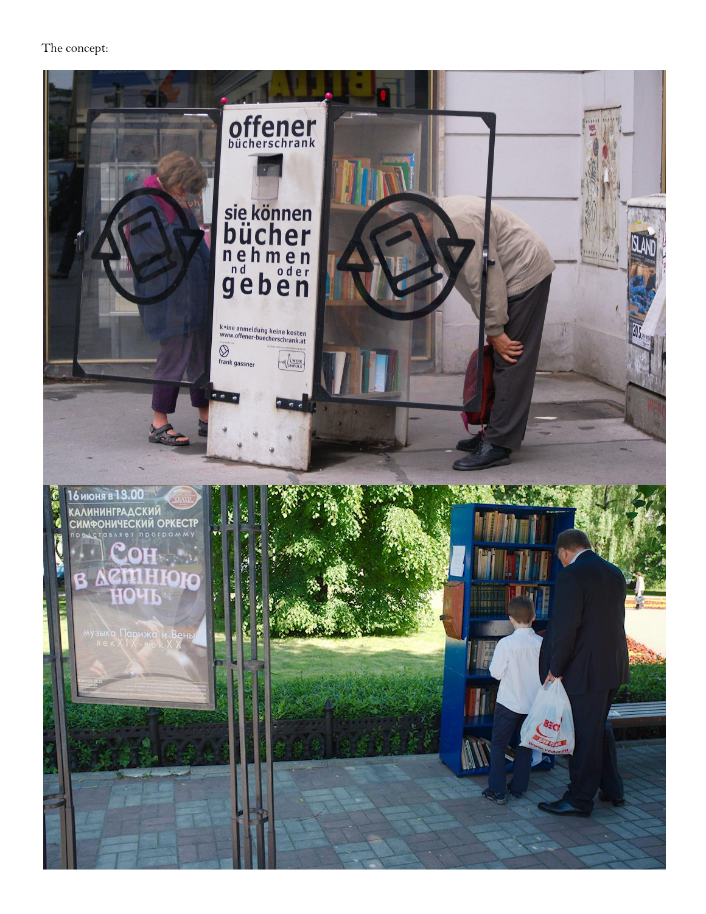The concept: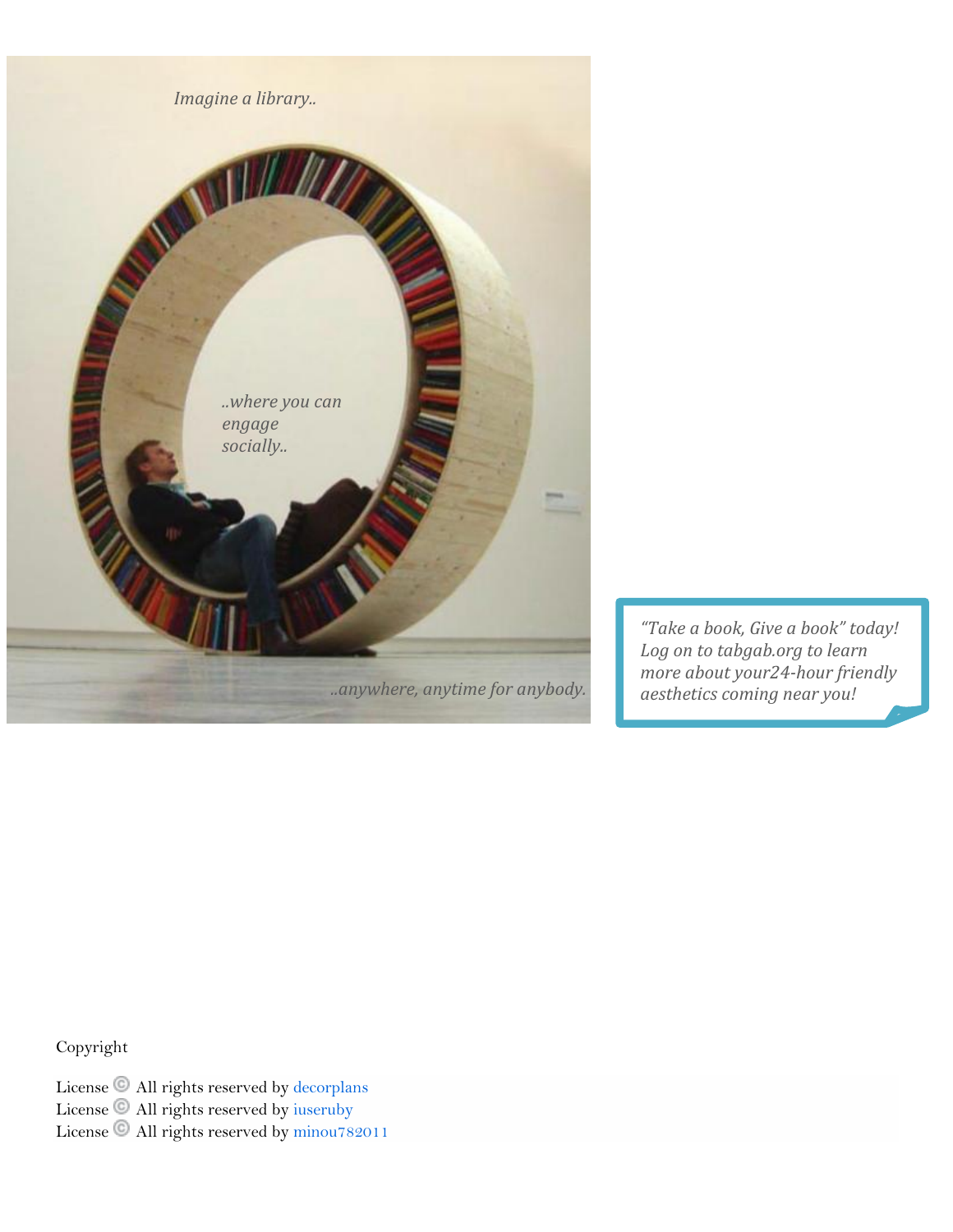*Imagine a library..*

*..where you can engage socially..*

*..anywhere, anytime for anybody.*

*"Take a book, Give a book" today! Log on to tabgab.org to learn more about your24-hour friendly aesthetics coming near you!*

Copyright

License © All rights reserved by decorplans
License © All rights reserved by iuseruby
License © All rights reserved by minou782011